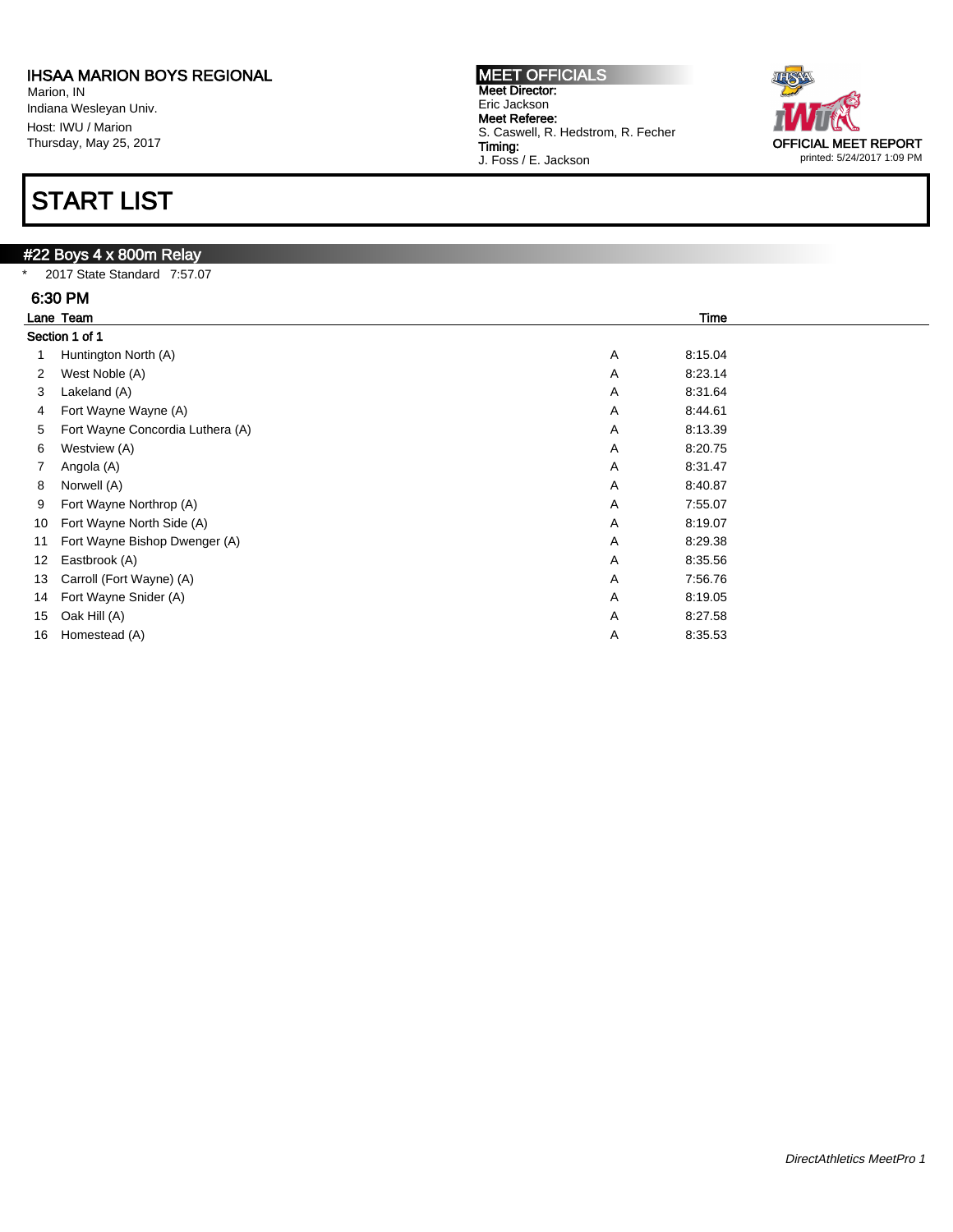**IHSAA MARION BOYS REGIONAL**
Marion, IN
Indiana Wesleyan Univ.
Host: IWU / Marion
Thursday, May 25, 2017

**MEET OFFICIALS**
**Meet Director:**
Eric Jackson
**Meet Referee:**
S. Caswell, R. Hedstrom, R. Fecher
**Timing:**
J. Foss / E. Jackson

OFFICIAL MEET REPORT
printed: 5/24/2017 1:09 PM

# START LIST

## #22 Boys 4 x 800m Relay

\* 2017 State Standard 7:57.07

### 6:30 PM

**Section 1 of 1**

| Lane | Team | | Time |
|---|---|---|---|
| 1 | Huntington North (A) | A | 8:15.04 |
| 2 | West Noble (A) | A | 8:23.14 |
| 3 | Lakeland (A) | A | 8:31.64 |
| 4 | Fort Wayne Wayne (A) | A | 8:44.61 |
| 5 | Fort Wayne Concordia Luthera (A) | A | 8:13.39 |
| 6 | Westview (A) | A | 8:20.75 |
| 7 | Angola (A) | A | 8:31.47 |
| 8 | Norwell (A) | A | 8:40.87 |
| 9 | Fort Wayne Northrop (A) | A | 7:55.07 |
| 10 | Fort Wayne North Side (A) | A | 8:19.07 |
| 11 | Fort Wayne Bishop Dwenger (A) | A | 8:29.38 |
| 12 | Eastbrook (A) | A | 8:35.56 |
| 13 | Carroll (Fort Wayne) (A) | A | 7:56.76 |
| 14 | Fort Wayne Snider (A) | A | 8:19.05 |
| 15 | Oak Hill (A) | A | 8:27.58 |
| 16 | Homestead (A) | A | 8:35.53 |

*DirectAthletics MeetPro 1*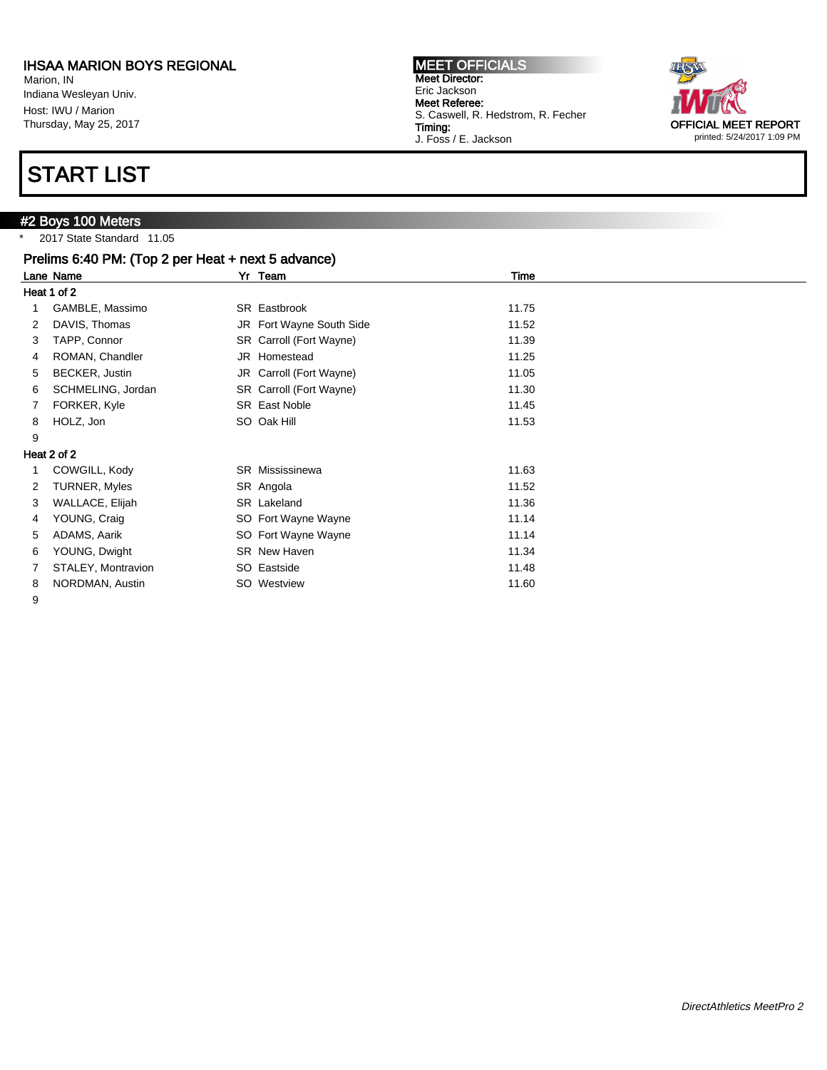IHSAA MARION BOYS REGIONAL
Marion, IN
Indiana Wesleyan Univ.
Host: IWU / Marion
Thursday, May 25, 2017

**MEET OFFICIALS**
**Meet Director:**
Eric Jackson
**Meet Referee:**
S. Caswell, R. Hedstrom, R. Fecher
**Timing:**
J. Foss / E. Jackson

OFFICIAL MEET REPORT
printed: 5/24/2017 1:09 PM

# START LIST

## #2 Boys 100 Meters

\* 2017 State Standard 11.05

### Prelims 6:40 PM: (Top 2 per Heat + next 5 advance)

| Lane | Name | Yr | Team | Time |
|---|---|---|---|---|
| **Heat 1 of 2** | | | | |
| 1 | GAMBLE, Massimo | SR | Eastbrook | 11.75 |
| 2 | DAVIS, Thomas | JR | Fort Wayne South Side | 11.52 |
| 3 | TAPP, Connor | SR | Carroll (Fort Wayne) | 11.39 |
| 4 | ROMAN, Chandler | JR | Homestead | 11.25 |
| 5 | BECKER, Justin | JR | Carroll (Fort Wayne) | 11.05 |
| 6 | SCHMELING, Jordan | SR | Carroll (Fort Wayne) | 11.30 |
| 7 | FORKER, Kyle | SR | East Noble | 11.45 |
| 8 | HOLZ, Jon | SO | Oak Hill | 11.53 |
| 9 | | | | |
| **Heat 2 of 2** | | | | |
| 1 | COWGILL, Kody | SR | Mississinewa | 11.63 |
| 2 | TURNER, Myles | SR | Angola | 11.52 |
| 3 | WALLACE, Elijah | SR | Lakeland | 11.36 |
| 4 | YOUNG, Craig | SO | Fort Wayne Wayne | 11.14 |
| 5 | ADAMS, Aarik | SO | Fort Wayne Wayne | 11.14 |
| 6 | YOUNG, Dwight | SR | New Haven | 11.34 |
| 7 | STALEY, Montravion | SO | Eastside | 11.48 |
| 8 | NORDMAN, Austin | SO | Westview | 11.60 |
| 9 | | | | |

*DirectAthletics MeetPro 2*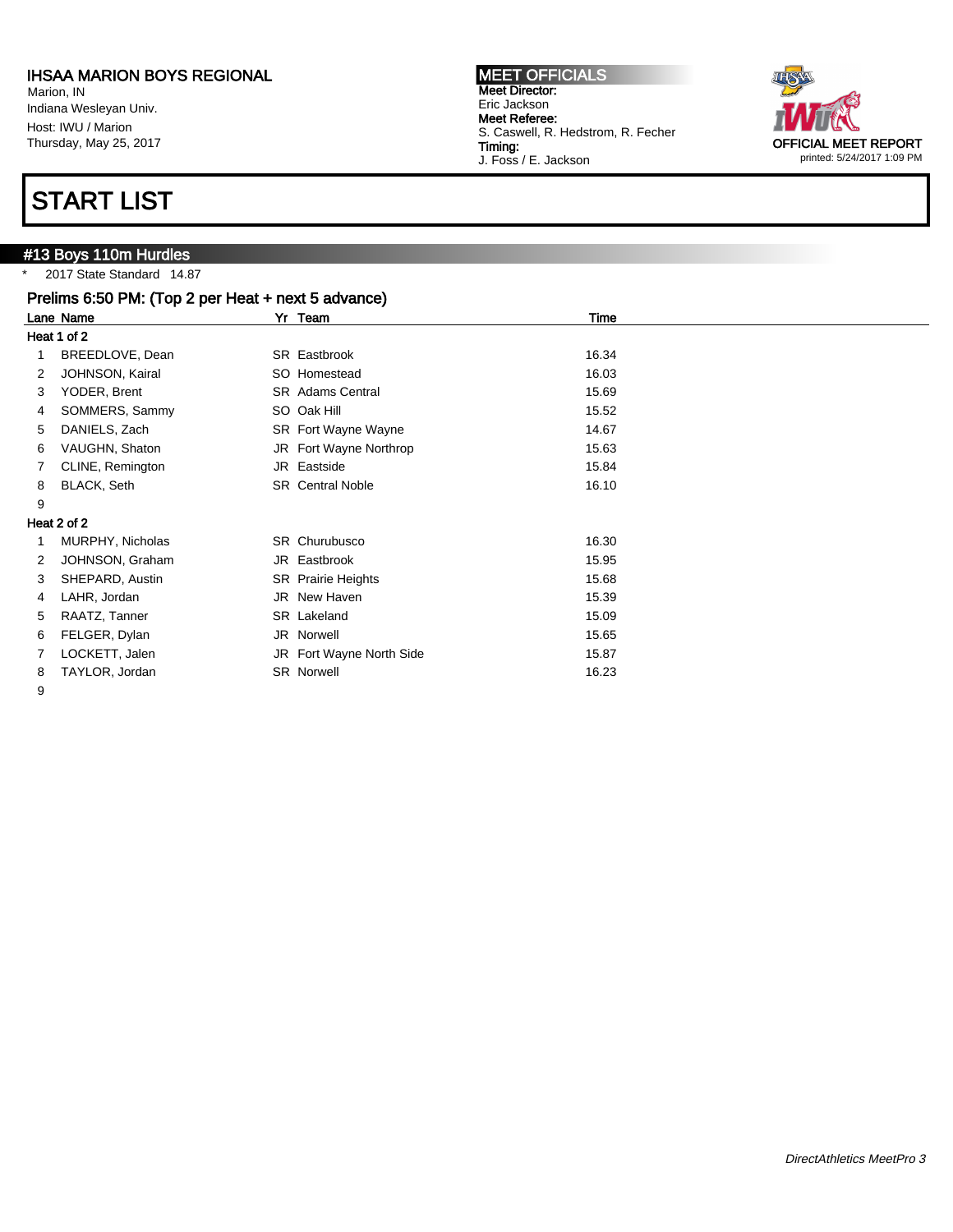IHSAA MARION BOYS REGIONAL
Marion, IN
Indiana Wesleyan Univ.
Host: IWU / Marion
Thursday, May 25, 2017

**MEET OFFICIALS**
**Meet Director:**
Eric Jackson
**Meet Referee:**
S. Caswell, R. Hedstrom, R. Fecher
**Timing:**
J. Foss / E. Jackson

OFFICIAL MEET REPORT
printed: 5/24/2017 1:09 PM

# START LIST

## #13 Boys 110m Hurdles

* 2017 State Standard 14.87

### Prelims 6:50 PM: (Top 2 per Heat + next 5 advance)

| Lane | Name | Yr | Team | Time |
|---|---|---|---|---|
| **Heat 1 of 2** | | | | |
| 1 | BREEDLOVE, Dean | SR | Eastbrook | 16.34 |
| 2 | JOHNSON, Kairal | SO | Homestead | 16.03 |
| 3 | YODER, Brent | SR | Adams Central | 15.69 |
| 4 | SOMMERS, Sammy | SO | Oak Hill | 15.52 |
| 5 | DANIELS, Zach | SR | Fort Wayne Wayne | 14.67 |
| 6 | VAUGHN, Shaton | JR | Fort Wayne Northrop | 15.63 |
| 7 | CLINE, Remington | JR | Eastside | 15.84 |
| 8 | BLACK, Seth | SR | Central Noble | 16.10 |
| 9 | | | | |
| **Heat 2 of 2** | | | | |
| 1 | MURPHY, Nicholas | SR | Churubusco | 16.30 |
| 2 | JOHNSON, Graham | JR | Eastbrook | 15.95 |
| 3 | SHEPARD, Austin | SR | Prairie Heights | 15.68 |
| 4 | LAHR, Jordan | JR | New Haven | 15.39 |
| 5 | RAATZ, Tanner | SR | Lakeland | 15.09 |
| 6 | FELGER, Dylan | JR | Norwell | 15.65 |
| 7 | LOCKETT, Jalen | JR | Fort Wayne North Side | 15.87 |
| 8 | TAYLOR, Jordan | SR | Norwell | 16.23 |
| 9 | | | | |

*DirectAthletics MeetPro 3*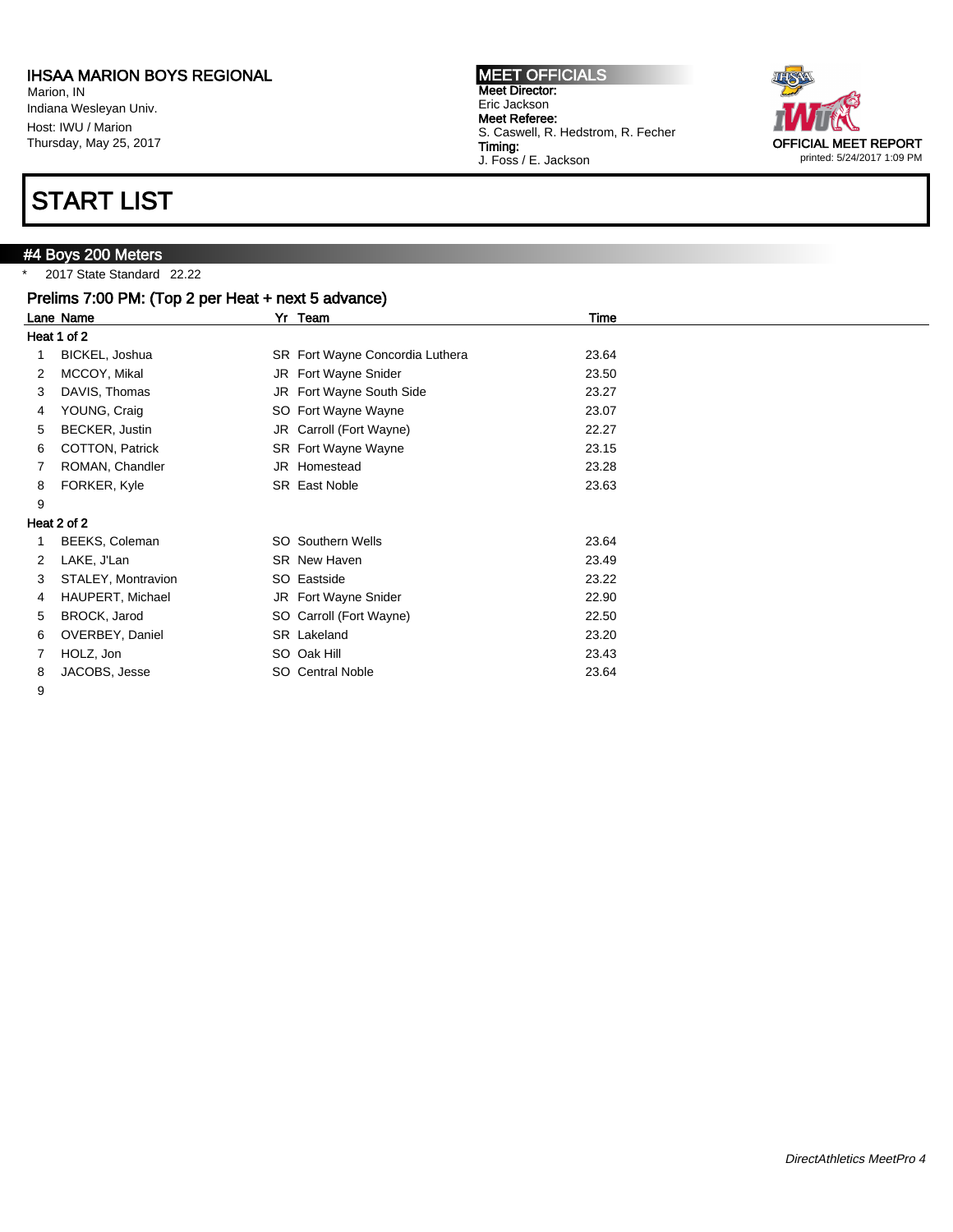IHSAA MARION BOYS REGIONAL
Marion, IN
Indiana Wesleyan Univ.
Host: IWU / Marion
Thursday, May 25, 2017

**MEET OFFICIALS**
**Meet Director:**
Eric Jackson
**Meet Referee:**
S. Caswell, R. Hedstrom, R. Fecher
**Timing:**
J. Foss / E. Jackson

OFFICIAL MEET REPORT
printed: 5/24/2017 1:09 PM

# START LIST

## #4 Boys 200 Meters

\* 2017 State Standard 22.22

### Prelims 7:00 PM: (Top 2 per Heat + next 5 advance)

| Lane | Name | Yr | Team | Time |
|---|---|---|---|---|
| **Heat 1 of 2** | | | | |
| 1 | BICKEL, Joshua | SR | Fort Wayne Concordia Luthera | 23.64 |
| 2 | MCCOY, Mikal | JR | Fort Wayne Snider | 23.50 |
| 3 | DAVIS, Thomas | JR | Fort Wayne South Side | 23.27 |
| 4 | YOUNG, Craig | SO | Fort Wayne Wayne | 23.07 |
| 5 | BECKER, Justin | JR | Carroll (Fort Wayne) | 22.27 |
| 6 | COTTON, Patrick | SR | Fort Wayne Wayne | 23.15 |
| 7 | ROMAN, Chandler | JR | Homestead | 23.28 |
| 8 | FORKER, Kyle | SR | East Noble | 23.63 |
| 9 | | | | |
| **Heat 2 of 2** | | | | |
| 1 | BEEKS, Coleman | SO | Southern Wells | 23.64 |
| 2 | LAKE, J'Lan | SR | New Haven | 23.49 |
| 3 | STALEY, Montravion | SO | Eastside | 23.22 |
| 4 | HAUPERT, Michael | JR | Fort Wayne Snider | 22.90 |
| 5 | BROCK, Jarod | SO | Carroll (Fort Wayne) | 22.50 |
| 6 | OVERBEY, Daniel | SR | Lakeland | 23.20 |
| 7 | HOLZ, Jon | SO | Oak Hill | 23.43 |
| 8 | JACOBS, Jesse | SO | Central Noble | 23.64 |
| 9 | | | | |

*DirectAthletics MeetPro 4*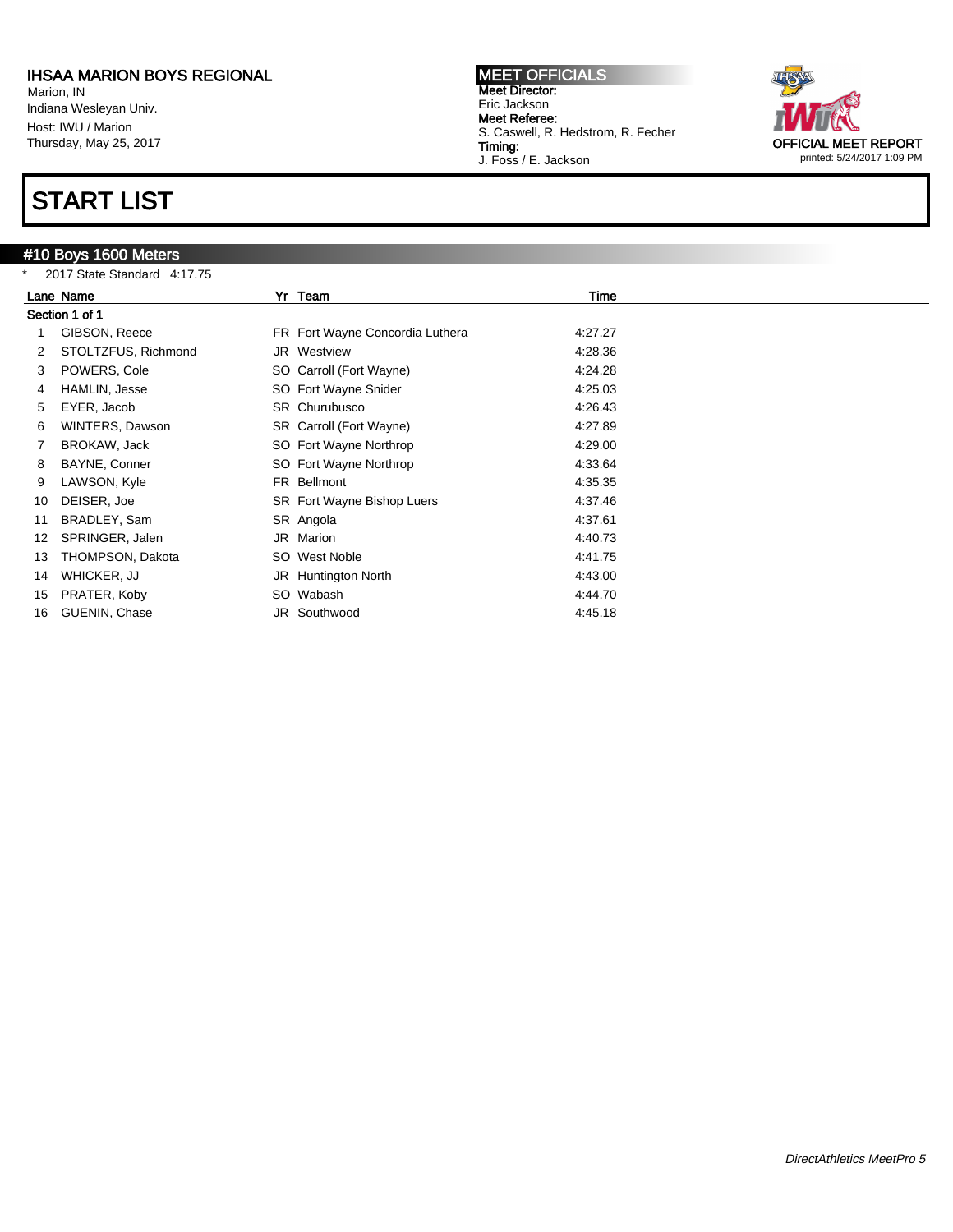# IHSAA MARION BOYS REGIONAL

Marion, IN
Indiana Wesleyan Univ.
Host: IWU / Marion
Thursday, May 25, 2017

**MEET OFFICIALS**
**Meet Director:**
Eric Jackson
**Meet Referee:**
S. Caswell, R. Hedstrom, R. Fecher
**Timing:**
J. Foss / E. Jackson

OFFICIAL MEET REPORT
printed: 5/24/2017 1:09 PM

# START LIST

## #10 Boys 1600 Meters

* 2017 State Standard 4:17.75

| Lane | Name | Yr | Team | Time |
|---|---|---|---|---|
| **Section 1 of 1** | | | | |
| 1 | GIBSON, Reece | FR | Fort Wayne Concordia Luthera | 4:27.27 |
| 2 | STOLTZFUS, Richmond | JR | Westview | 4:28.36 |
| 3 | POWERS, Cole | SO | Carroll (Fort Wayne) | 4:24.28 |
| 4 | HAMLIN, Jesse | SO | Fort Wayne Snider | 4:25.03 |
| 5 | EYER, Jacob | SR | Churubusco | 4:26.43 |
| 6 | WINTERS, Dawson | SR | Carroll (Fort Wayne) | 4:27.89 |
| 7 | BROKAW, Jack | SO | Fort Wayne Northrop | 4:29.00 |
| 8 | BAYNE, Conner | SO | Fort Wayne Northrop | 4:33.64 |
| 9 | LAWSON, Kyle | FR | Bellmont | 4:35.35 |
| 10 | DEISER, Joe | SR | Fort Wayne Bishop Luers | 4:37.46 |
| 11 | BRADLEY, Sam | SR | Angola | 4:37.61 |
| 12 | SPRINGER, Jalen | JR | Marion | 4:40.73 |
| 13 | THOMPSON, Dakota | SO | West Noble | 4:41.75 |
| 14 | WHICKER, JJ | JR | Huntington North | 4:43.00 |
| 15 | PRATER, Koby | SO | Wabash | 4:44.70 |
| 16 | GUENIN, Chase | JR | Southwood | 4:45.18 |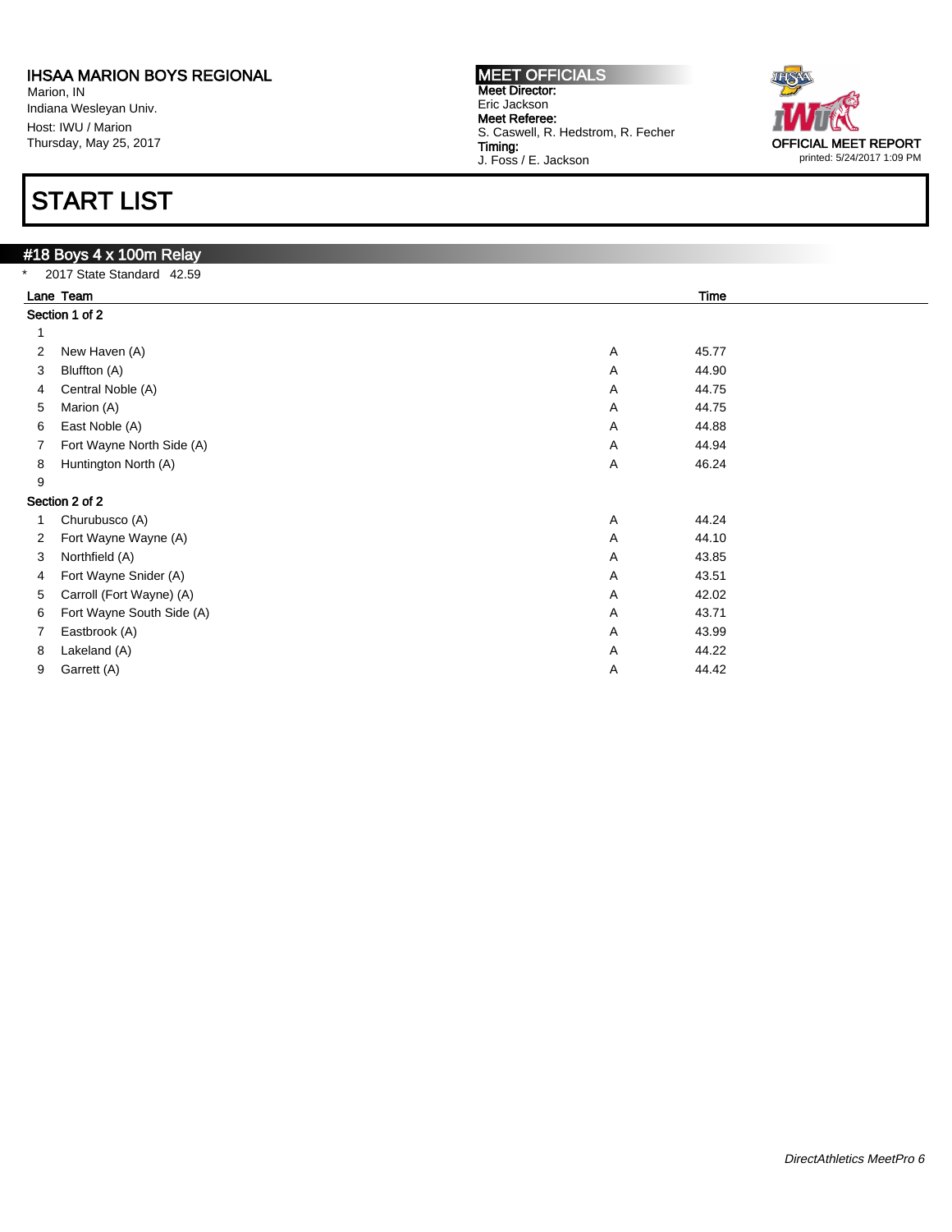IHSAA MARION BOYS REGIONAL
Marion, IN
Indiana Wesleyan Univ.
Host: IWU / Marion
Thursday, May 25, 2017

**MEET OFFICIALS**
**Meet Director:**
Eric Jackson
**Meet Referee:**
S. Caswell, R. Hedstrom, R. Fecher
**Timing:**
J. Foss / E. Jackson

OFFICIAL MEET REPORT
printed: 5/24/2017 1:09 PM

# START LIST

## #18 Boys 4 x 100m Relay

\* 2017 State Standard 42.59

| Lane | Team | | Time |
|---|---|---|---|
| **Section 1 of 2** | | | |
| 1 | | | |
| 2 | New Haven (A) | A | 45.77 |
| 3 | Bluffton (A) | A | 44.90 |
| 4 | Central Noble (A) | A | 44.75 |
| 5 | Marion (A) | A | 44.75 |
| 6 | East Noble (A) | A | 44.88 |
| 7 | Fort Wayne North Side (A) | A | 44.94 |
| 8 | Huntington North (A) | A | 46.24 |
| 9 | | | |
| **Section 2 of 2** | | | |
| 1 | Churubusco (A) | A | 44.24 |
| 2 | Fort Wayne Wayne (A) | A | 44.10 |
| 3 | Northfield (A) | A | 43.85 |
| 4 | Fort Wayne Snider (A) | A | 43.51 |
| 5 | Carroll (Fort Wayne) (A) | A | 42.02 |
| 6 | Fort Wayne South Side (A) | A | 43.71 |
| 7 | Eastbrook (A) | A | 43.99 |
| 8 | Lakeland (A) | A | 44.22 |
| 9 | Garrett (A) | A | 44.42 |

*DirectAthletics MeetPro 6*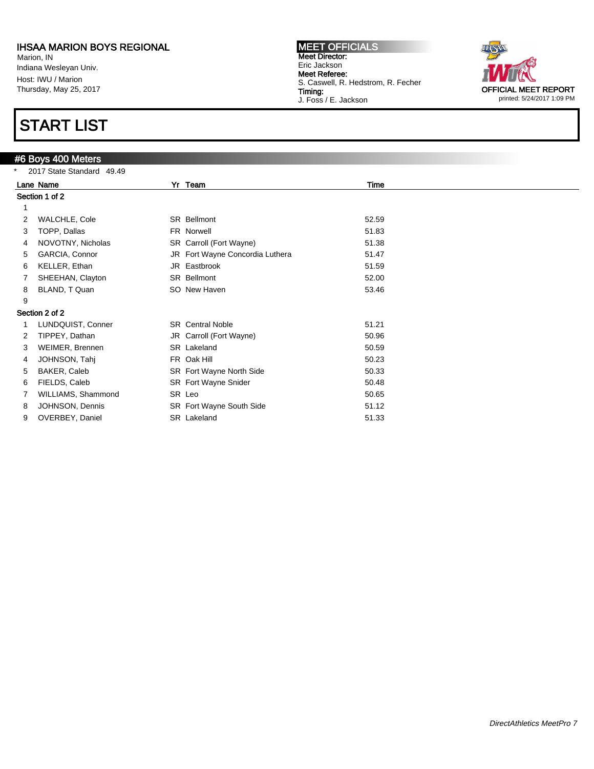IHSAA MARION BOYS REGIONAL
Marion, IN
Indiana Wesleyan Univ.
Host: IWU / Marion
Thursday, May 25, 2017

**MEET OFFICIALS**
**Meet Director:**
Eric Jackson
**Meet Referee:**
S. Caswell, R. Hedstrom, R. Fecher
**Timing:**
J. Foss / E. Jackson

OFFICIAL MEET REPORT
printed: 5/24/2017 1:09 PM

# START LIST

## #6 Boys 400 Meters

\* 2017 State Standard 49.49

| Lane | Name | Yr | Team | Time |
|---|---|---|---|---|
| **Section 1 of 2** | | | | |
| 1 | | | | |
| 2 | WALCHLE, Cole | SR | Bellmont | 52.59 |
| 3 | TOPP, Dallas | FR | Norwell | 51.83 |
| 4 | NOVOTNY, Nicholas | SR | Carroll (Fort Wayne) | 51.38 |
| 5 | GARCIA, Connor | JR | Fort Wayne Concordia Luthera | 51.47 |
| 6 | KELLER, Ethan | JR | Eastbrook | 51.59 |
| 7 | SHEEHAN, Clayton | SR | Bellmont | 52.00 |
| 8 | BLAND, T Quan | SO | New Haven | 53.46 |
| 9 | | | | |
| **Section 2 of 2** | | | | |
| 1 | LUNDQUIST, Conner | SR | Central Noble | 51.21 |
| 2 | TIPPEY, Dathan | JR | Carroll (Fort Wayne) | 50.96 |
| 3 | WEIMER, Brennen | SR | Lakeland | 50.59 |
| 4 | JOHNSON, Tahj | FR | Oak Hill | 50.23 |
| 5 | BAKER, Caleb | SR | Fort Wayne North Side | 50.33 |
| 6 | FIELDS, Caleb | SR | Fort Wayne Snider | 50.48 |
| 7 | WILLIAMS, Shammond | SR | Leo | 50.65 |
| 8 | JOHNSON, Dennis | SR | Fort Wayne South Side | 51.12 |
| 9 | OVERBEY, Daniel | SR | Lakeland | 51.33 |

*DirectAthletics MeetPro 7*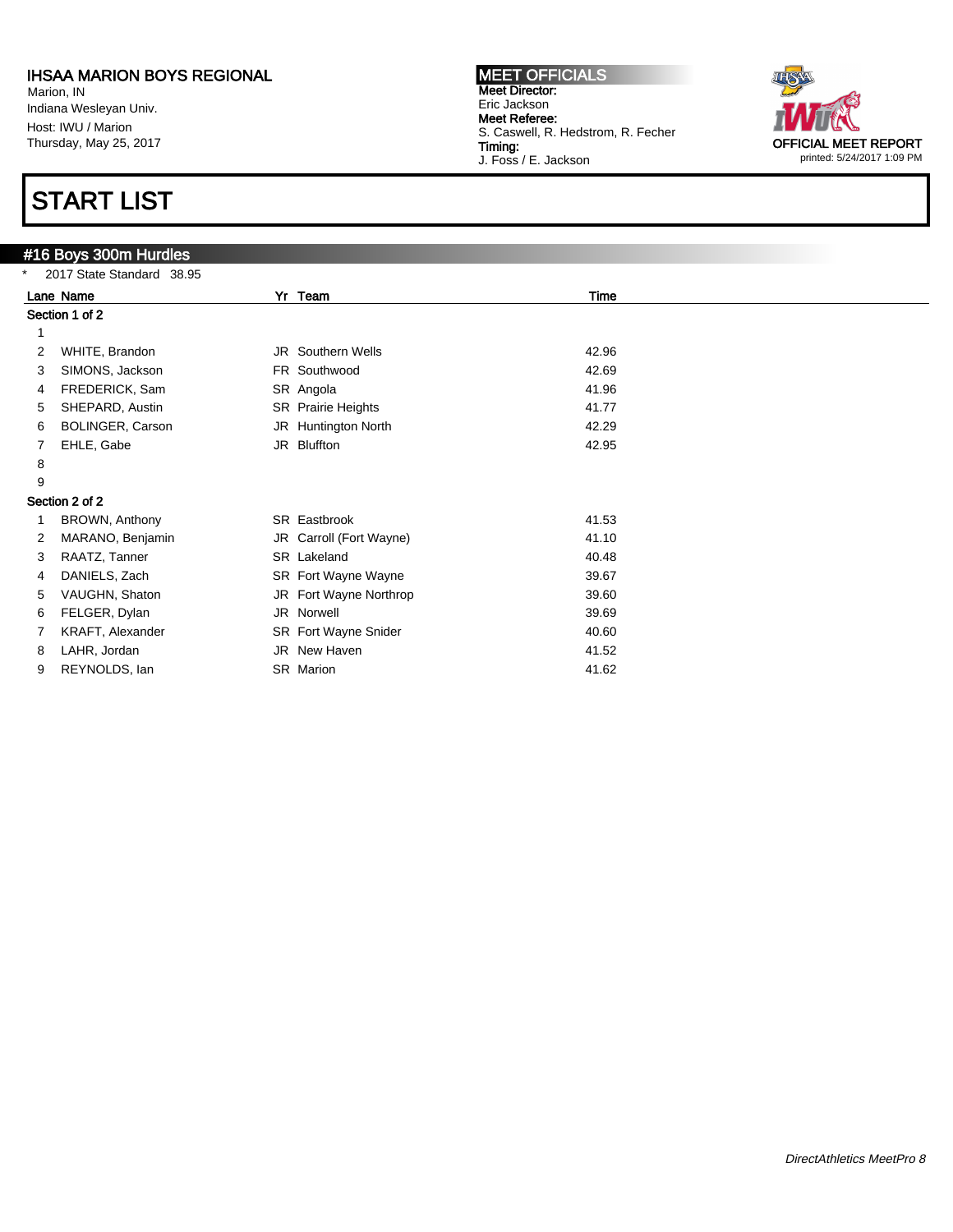IHSAA MARION BOYS REGIONAL
Marion, IN
Indiana Wesleyan Univ.
Host: IWU / Marion
Thursday, May 25, 2017

**MEET OFFICIALS**
**Meet Director:**
Eric Jackson
**Meet Referee:**
S. Caswell, R. Hedstrom, R. Fecher
**Timing:**
J. Foss / E. Jackson

OFFICIAL MEET REPORT
printed: 5/24/2017 1:09 PM

# START LIST

## #16 Boys 300m Hurdles

\* 2017 State Standard 38.95

| Lane | Name | Yr | Team | Time |
|---|---|---|---|---|
| **Section 1 of 2** | | | | |
| 1 | | | | |
| 2 | WHITE, Brandon | JR | Southern Wells | 42.96 |
| 3 | SIMONS, Jackson | FR | Southwood | 42.69 |
| 4 | FREDERICK, Sam | SR | Angola | 41.96 |
| 5 | SHEPARD, Austin | SR | Prairie Heights | 41.77 |
| 6 | BOLINGER, Carson | JR | Huntington North | 42.29 |
| 7 | EHLE, Gabe | JR | Bluffton | 42.95 |
| 8 | | | | |
| 9 | | | | |
| **Section 2 of 2** | | | | |
| 1 | BROWN, Anthony | SR | Eastbrook | 41.53 |
| 2 | MARANO, Benjamin | JR | Carroll (Fort Wayne) | 41.10 |
| 3 | RAATZ, Tanner | SR | Lakeland | 40.48 |
| 4 | DANIELS, Zach | SR | Fort Wayne Wayne | 39.67 |
| 5 | VAUGHN, Shaton | JR | Fort Wayne Northrop | 39.60 |
| 6 | FELGER, Dylan | JR | Norwell | 39.69 |
| 7 | KRAFT, Alexander | SR | Fort Wayne Snider | 40.60 |
| 8 | LAHR, Jordan | JR | New Haven | 41.52 |
| 9 | REYNOLDS, Ian | SR | Marion | 41.62 |

*DirectAthletics MeetPro 8*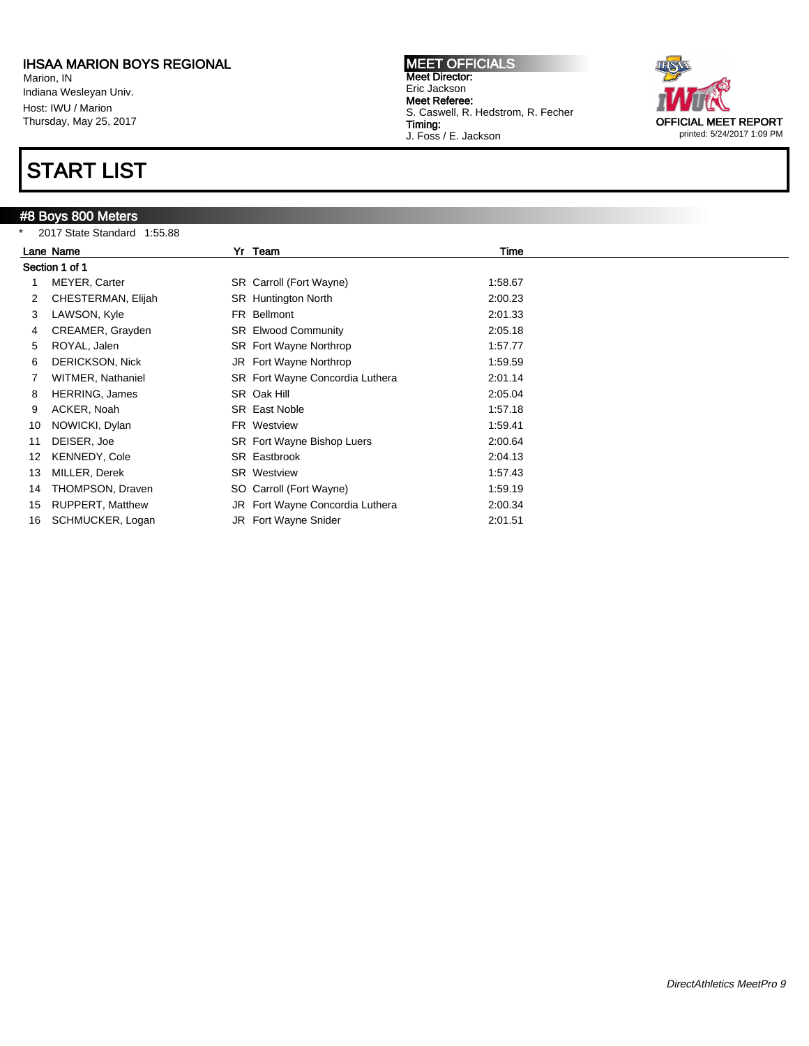**IHSAA MARION BOYS REGIONAL**
Marion, IN
Indiana Wesleyan Univ.
Host: IWU / Marion
Thursday, May 25, 2017

**MEET OFFICIALS**
**Meet Director:**
Eric Jackson
**Meet Referee:**
S. Caswell, R. Hedstrom, R. Fecher
**Timing:**
J. Foss / E. Jackson

OFFICIAL MEET REPORT
printed: 5/24/2017 1:09 PM

# START LIST

## #8 Boys 800 Meters

* 2017 State Standard 1:55.88

**Section 1 of 1**

| Lane | Name | Yr | Team | Time |
|---|---|---|---|---|
| 1 | MEYER, Carter | SR | Carroll (Fort Wayne) | 1:58.67 |
| 2 | CHESTERMAN, Elijah | SR | Huntington North | 2:00.23 |
| 3 | LAWSON, Kyle | FR | Bellmont | 2:01.33 |
| 4 | CREAMER, Grayden | SR | Elwood Community | 2:05.18 |
| 5 | ROYAL, Jalen | SR | Fort Wayne Northrop | 1:57.77 |
| 6 | DERICKSON, Nick | JR | Fort Wayne Northrop | 1:59.59 |
| 7 | WITMER, Nathaniel | SR | Fort Wayne Concordia Luthera | 2:01.14 |
| 8 | HERRING, James | SR | Oak Hill | 2:05.04 |
| 9 | ACKER, Noah | SR | East Noble | 1:57.18 |
| 10 | NOWICKI, Dylan | FR | Westview | 1:59.41 |
| 11 | DEISER, Joe | SR | Fort Wayne Bishop Luers | 2:00.64 |
| 12 | KENNEDY, Cole | SR | Eastbrook | 2:04.13 |
| 13 | MILLER, Derek | SR | Westview | 1:57.43 |
| 14 | THOMPSON, Draven | SO | Carroll (Fort Wayne) | 1:59.19 |
| 15 | RUPPERT, Matthew | JR | Fort Wayne Concordia Luthera | 2:00.34 |
| 16 | SCHMUCKER, Logan | JR | Fort Wayne Snider | 2:01.51 |

*DirectAthletics MeetPro 9*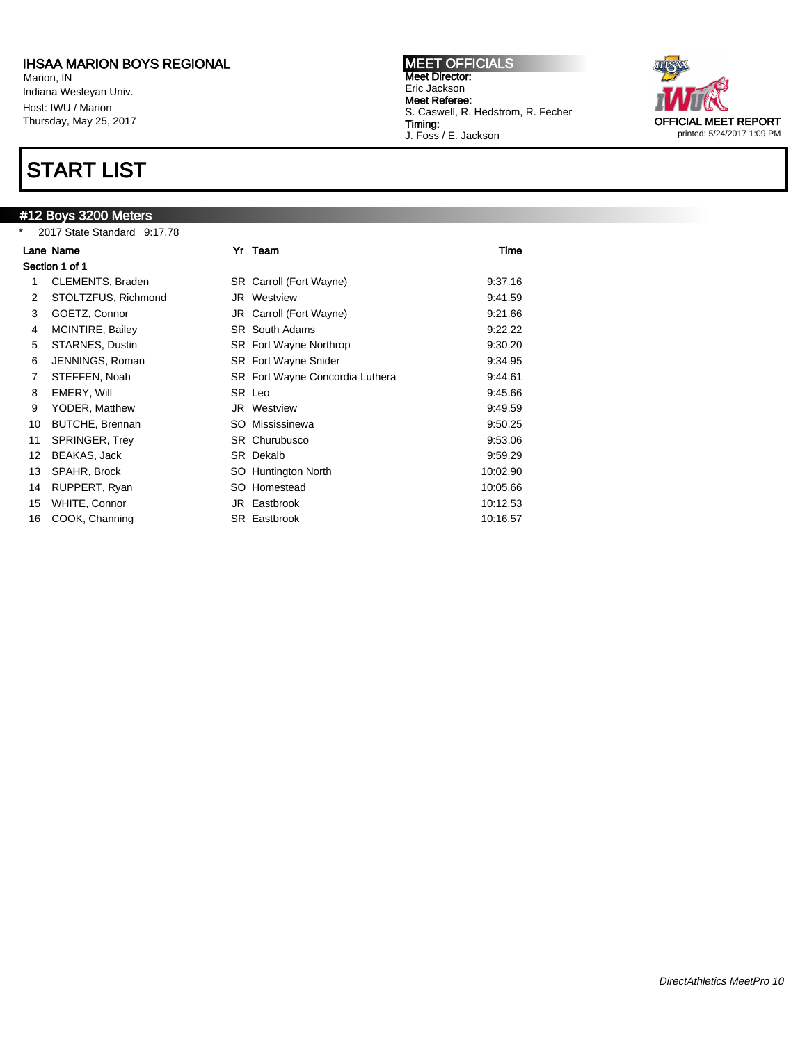IHSAA MARION BOYS REGIONAL
Marion, IN
Indiana Wesleyan Univ.
Host: IWU / Marion
Thursday, May 25, 2017

**MEET OFFICIALS**
**Meet Director:**
Eric Jackson
**Meet Referee:**
S. Caswell, R. Hedstrom, R. Fecher
**Timing:**
J. Foss / E. Jackson

OFFICIAL MEET REPORT
printed: 5/24/2017 1:09 PM

# START LIST

## #12 Boys 3200 Meters

\* 2017 State Standard 9:17.78

**Section 1 of 1**

| Lane | Name | Yr | Team | Time |
|---|---|---|---|---|
| 1 | CLEMENTS, Braden | SR | Carroll (Fort Wayne) | 9:37.16 |
| 2 | STOLTZFUS, Richmond | JR | Westview | 9:41.59 |
| 3 | GOETZ, Connor | JR | Carroll (Fort Wayne) | 9:21.66 |
| 4 | MCINTIRE, Bailey | SR | South Adams | 9:22.22 |
| 5 | STARNES, Dustin | SR | Fort Wayne Northrop | 9:30.20 |
| 6 | JENNINGS, Roman | SR | Fort Wayne Snider | 9:34.95 |
| 7 | STEFFEN, Noah | SR | Fort Wayne Concordia Luthera | 9:44.61 |
| 8 | EMERY, Will | SR | Leo | 9:45.66 |
| 9 | YODER, Matthew | JR | Westview | 9:49.59 |
| 10 | BUTCHE, Brennan | SO | Mississinewa | 9:50.25 |
| 11 | SPRINGER, Trey | SR | Churubusco | 9:53.06 |
| 12 | BEAKAS, Jack | SR | Dekalb | 9:59.29 |
| 13 | SPAHR, Brock | SO | Huntington North | 10:02.90 |
| 14 | RUPPERT, Ryan | SO | Homestead | 10:05.66 |
| 15 | WHITE, Connor | JR | Eastbrook | 10:12.53 |
| 16 | COOK, Channing | SR | Eastbrook | 10:16.57 |

*DirectAthletics MeetPro 10*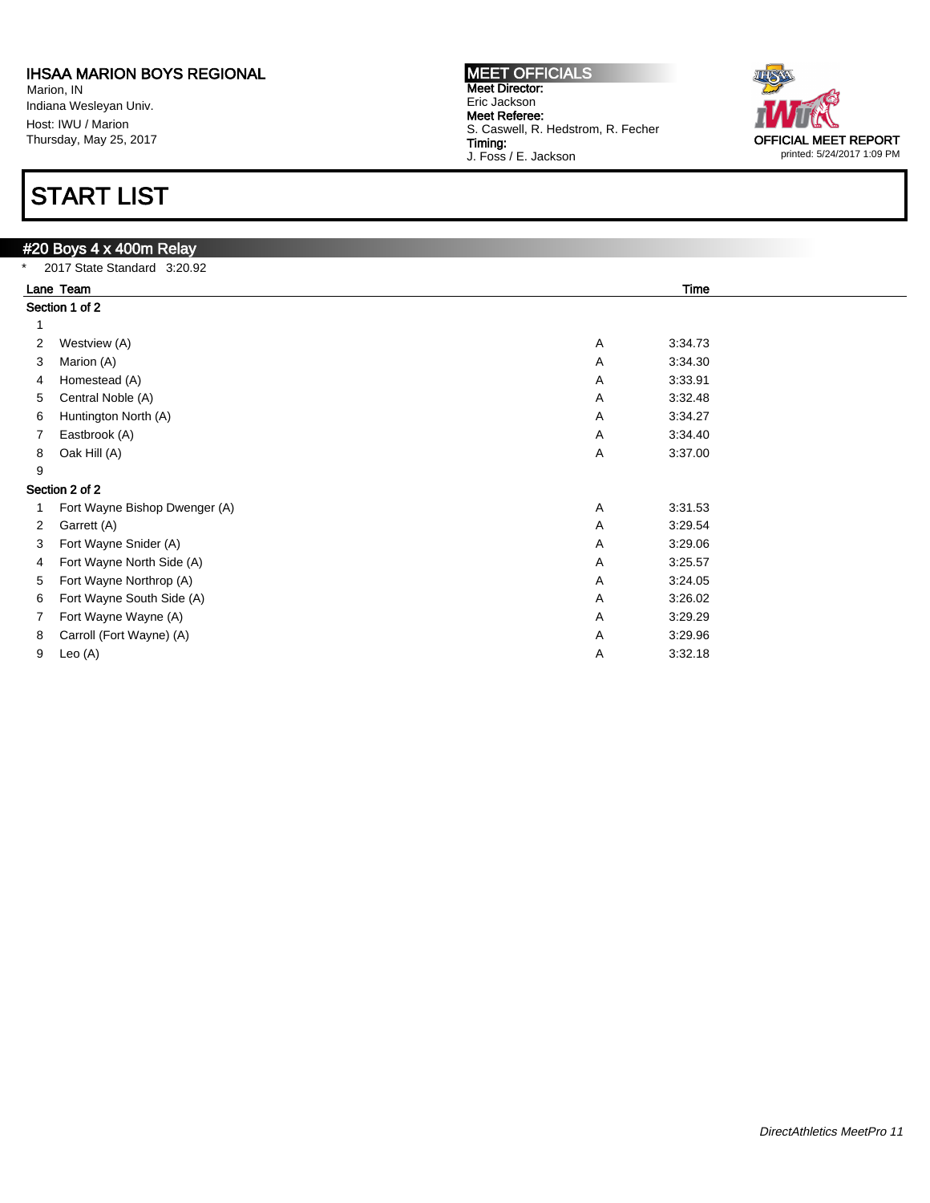IHSAA MARION BOYS REGIONAL
Marion, IN
Indiana Wesleyan Univ.
Host: IWU / Marion
Thursday, May 25, 2017

**MEET OFFICIALS**
**Meet Director:**
Eric Jackson
**Meet Referee:**
S. Caswell, R. Hedstrom, R. Fecher
**Timing:**
J. Foss / E. Jackson

OFFICIAL MEET REPORT
printed: 5/24/2017 1:09 PM

# START LIST

## #20 Boys 4 x 400m Relay

\* 2017 State Standard 3:20.92

| Lane | Team | | Time |
|---|---|---|---|
| **Section 1 of 2** | | | |
| 1 | | | |
| 2 | Westview (A) | A | 3:34.73 |
| 3 | Marion (A) | A | 3:34.30 |
| 4 | Homestead (A) | A | 3:33.91 |
| 5 | Central Noble (A) | A | 3:32.48 |
| 6 | Huntington North (A) | A | 3:34.27 |
| 7 | Eastbrook (A) | A | 3:34.40 |
| 8 | Oak Hill (A) | A | 3:37.00 |
| 9 | | | |
| **Section 2 of 2** | | | |
| 1 | Fort Wayne Bishop Dwenger (A) | A | 3:31.53 |
| 2 | Garrett (A) | A | 3:29.54 |
| 3 | Fort Wayne Snider (A) | A | 3:29.06 |
| 4 | Fort Wayne North Side (A) | A | 3:25.57 |
| 5 | Fort Wayne Northrop (A) | A | 3:24.05 |
| 6 | Fort Wayne South Side (A) | A | 3:26.02 |
| 7 | Fort Wayne Wayne (A) | A | 3:29.29 |
| 8 | Carroll (Fort Wayne) (A) | A | 3:29.96 |
| 9 | Leo (A) | A | 3:32.18 |

*DirectAthletics MeetPro 11*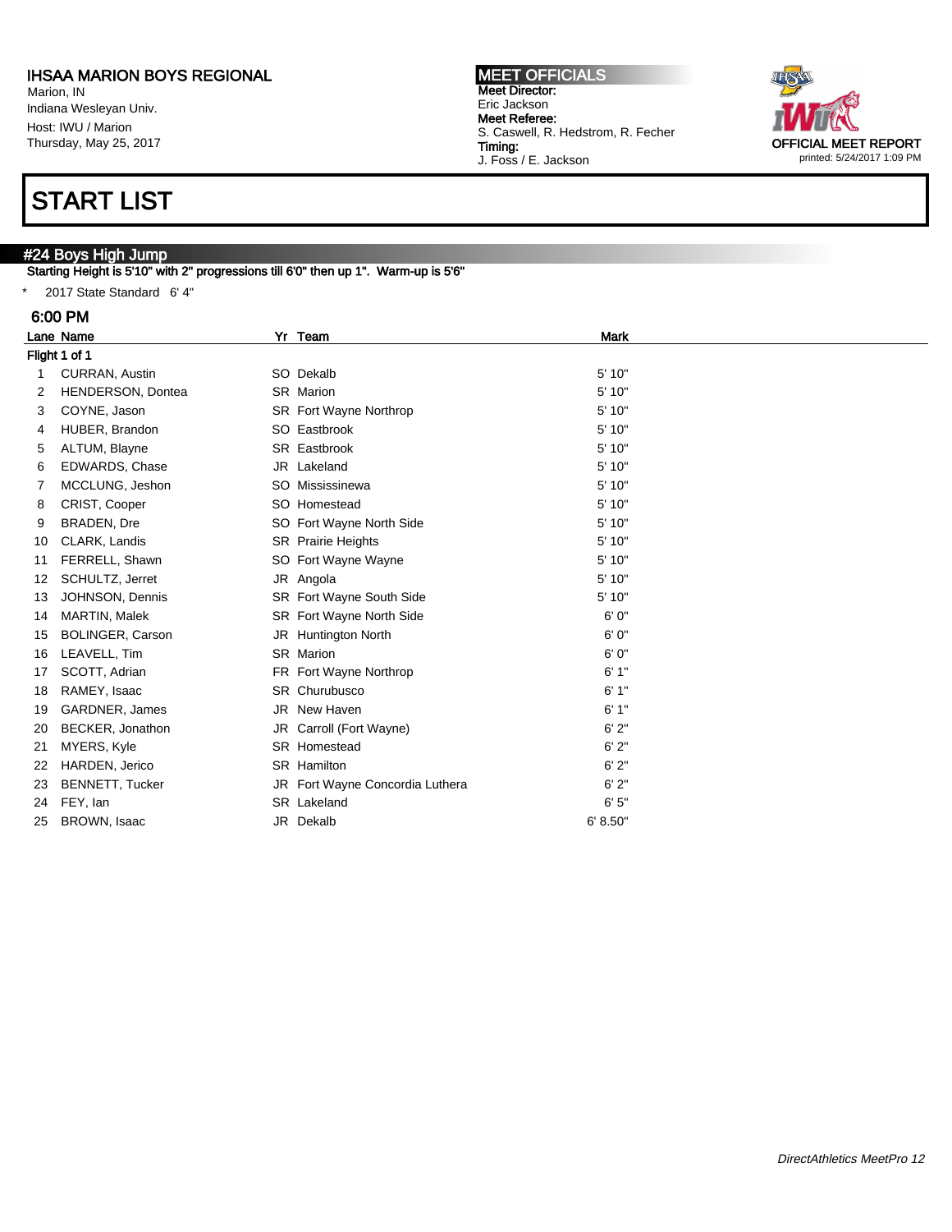IHSAA MARION BOYS REGIONAL
Marion, IN
Indiana Wesleyan Univ.
Host: IWU / Marion
Thursday, May 25, 2017

**MEET OFFICIALS**
**Meet Director:**
Eric Jackson
**Meet Referee:**
S. Caswell, R. Hedstrom, R. Fecher
**Timing:**
J. Foss / E. Jackson

OFFICIAL MEET REPORT
printed: 5/24/2017 1:09 PM

# START LIST

## #24 Boys High Jump

Starting Height is 5'10" with 2" progressions till 6'0" then up 1". Warm-up is 5'6"

\* 2017 State Standard 6' 4"

### 6:00 PM

| Lane | Name | Yr | Team | Mark |
|---|---|---|---|---|
| **Flight 1 of 1** | | | | |
| 1 | CURRAN, Austin | SO | Dekalb | 5' 10" |
| 2 | HENDERSON, Dontea | SR | Marion | 5' 10" |
| 3 | COYNE, Jason | SR | Fort Wayne Northrop | 5' 10" |
| 4 | HUBER, Brandon | SO | Eastbrook | 5' 10" |
| 5 | ALTUM, Blayne | SR | Eastbrook | 5' 10" |
| 6 | EDWARDS, Chase | JR | Lakeland | 5' 10" |
| 7 | MCCLUNG, Jeshon | SO | Mississinewa | 5' 10" |
| 8 | CRIST, Cooper | SO | Homestead | 5' 10" |
| 9 | BRADEN, Dre | SO | Fort Wayne North Side | 5' 10" |
| 10 | CLARK, Landis | SR | Prairie Heights | 5' 10" |
| 11 | FERRELL, Shawn | SO | Fort Wayne Wayne | 5' 10" |
| 12 | SCHULTZ, Jerret | JR | Angola | 5' 10" |
| 13 | JOHNSON, Dennis | SR | Fort Wayne South Side | 5' 10" |
| 14 | MARTIN, Malek | SR | Fort Wayne North Side | 6' 0" |
| 15 | BOLINGER, Carson | JR | Huntington North | 6' 0" |
| 16 | LEAVELL, Tim | SR | Marion | 6' 0" |
| 17 | SCOTT, Adrian | FR | Fort Wayne Northrop | 6' 1" |
| 18 | RAMEY, Isaac | SR | Churubusco | 6' 1" |
| 19 | GARDNER, James | JR | New Haven | 6' 1" |
| 20 | BECKER, Jonathon | JR | Carroll (Fort Wayne) | 6' 2" |
| 21 | MYERS, Kyle | SR | Homestead | 6' 2" |
| 22 | HARDEN, Jerico | SR | Hamilton | 6' 2" |
| 23 | BENNETT, Tucker | JR | Fort Wayne Concordia Luthera | 6' 2" |
| 24 | FEY, Ian | SR | Lakeland | 6' 5" |
| 25 | BROWN, Isaac | JR | Dekalb | 6' 8.50" |

*DirectAthletics MeetPro 12*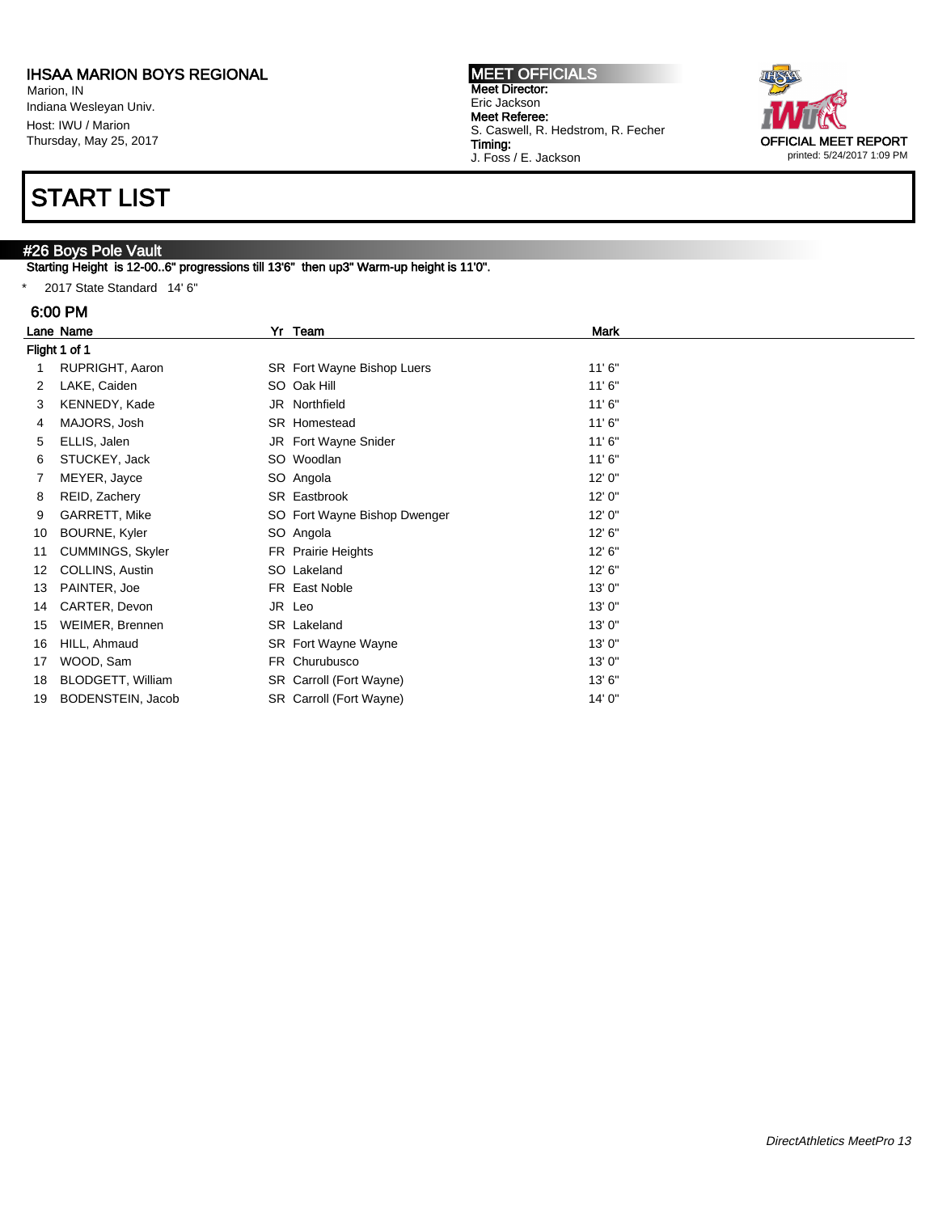**IHSAA MARION BOYS REGIONAL**
Marion, IN
Indiana Wesleyan Univ.
Host: IWU / Marion
Thursday, May 25, 2017

**MEET OFFICIALS**
**Meet Director:**
Eric Jackson
**Meet Referee:**
S. Caswell, R. Hedstrom, R. Fecher
**Timing:**
J. Foss / E. Jackson

OFFICIAL MEET REPORT
printed: 5/24/2017 1:09 PM

# START LIST

## #26 Boys Pole Vault

Starting Height is 12-00..6" progressions till 13'6" then up3" Warm-up height is 11'0".

* 2017 State Standard 14' 6"

### 6:00 PM

**Flight 1 of 1**

| Lane | Name | Yr | Team | Mark |
|---|---|---|---|---|
| 1 | RUPRIGHT, Aaron | SR | Fort Wayne Bishop Luers | 11' 6" |
| 2 | LAKE, Caiden | SO | Oak Hill | 11' 6" |
| 3 | KENNEDY, Kade | JR | Northfield | 11' 6" |
| 4 | MAJORS, Josh | SR | Homestead | 11' 6" |
| 5 | ELLIS, Jalen | JR | Fort Wayne Snider | 11' 6" |
| 6 | STUCKEY, Jack | SO | Woodlan | 11' 6" |
| 7 | MEYER, Jayce | SO | Angola | 12' 0" |
| 8 | REID, Zachery | SR | Eastbrook | 12' 0" |
| 9 | GARRETT, Mike | SO | Fort Wayne Bishop Dwenger | 12' 0" |
| 10 | BOURNE, Kyler | SO | Angola | 12' 6" |
| 11 | CUMMINGS, Skyler | FR | Prairie Heights | 12' 6" |
| 12 | COLLINS, Austin | SO | Lakeland | 12' 6" |
| 13 | PAINTER, Joe | FR | East Noble | 13' 0" |
| 14 | CARTER, Devon | JR | Leo | 13' 0" |
| 15 | WEIMER, Brennen | SR | Lakeland | 13' 0" |
| 16 | HILL, Ahmaud | SR | Fort Wayne Wayne | 13' 0" |
| 17 | WOOD, Sam | FR | Churubusco | 13' 0" |
| 18 | BLODGETT, William | SR | Carroll (Fort Wayne) | 13' 6" |
| 19 | BODENSTEIN, Jacob | SR | Carroll (Fort Wayne) | 14' 0" |

*DirectAthletics MeetPro 13*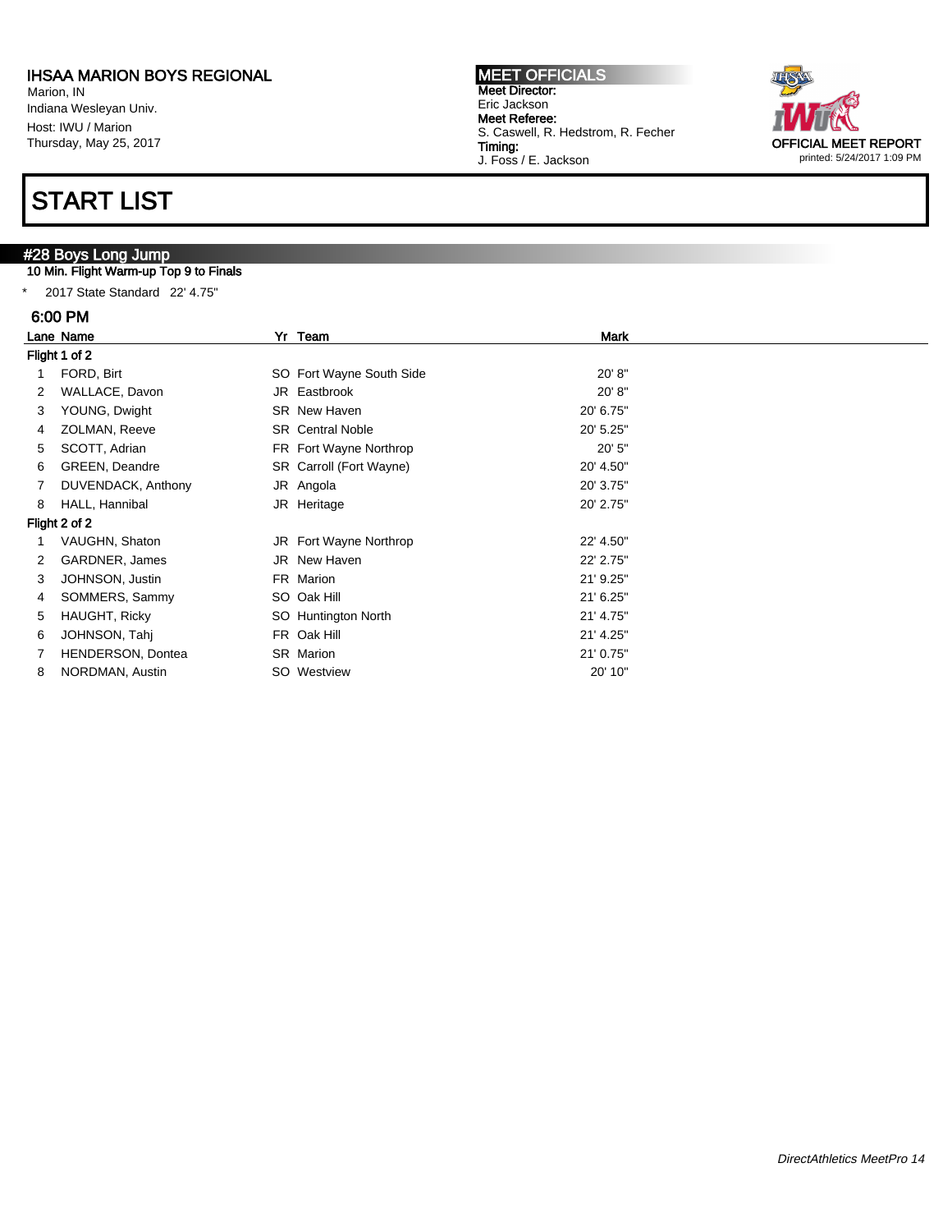IHSAA MARION BOYS REGIONAL
Marion, IN
Indiana Wesleyan Univ.
Host: IWU / Marion
Thursday, May 25, 2017

**MEET OFFICIALS**
**Meet Director:**
Eric Jackson
**Meet Referee:**
S. Caswell, R. Hedstrom, R. Fecher
**Timing:**
J. Foss / E. Jackson

OFFICIAL MEET REPORT
printed: 5/24/2017 1:09 PM

# START LIST

## #28 Boys Long Jump

10 Min. Flight Warm-up Top 9 to Finals

* 2017 State Standard 22' 4.75"

### 6:00 PM

| Lane | Name | Yr | Team | Mark |
|---|---|---|---|---|
| **Flight 1 of 2** | | | | |
| 1 | FORD, Birt | SO | Fort Wayne South Side | 20' 8" |
| 2 | WALLACE, Davon | JR | Eastbrook | 20' 8" |
| 3 | YOUNG, Dwight | SR | New Haven | 20' 6.75" |
| 4 | ZOLMAN, Reeve | SR | Central Noble | 20' 5.25" |
| 5 | SCOTT, Adrian | FR | Fort Wayne Northrop | 20' 5" |
| 6 | GREEN, Deandre | SR | Carroll (Fort Wayne) | 20' 4.50" |
| 7 | DUVENDACK, Anthony | JR | Angola | 20' 3.75" |
| 8 | HALL, Hannibal | JR | Heritage | 20' 2.75" |
| **Flight 2 of 2** | | | | |
| 1 | VAUGHN, Shaton | JR | Fort Wayne Northrop | 22' 4.50" |
| 2 | GARDNER, James | JR | New Haven | 22' 2.75" |
| 3 | JOHNSON, Justin | FR | Marion | 21' 9.25" |
| 4 | SOMMERS, Sammy | SO | Oak Hill | 21' 6.25" |
| 5 | HAUGHT, Ricky | SO | Huntington North | 21' 4.75" |
| 6 | JOHNSON, Tahj | FR | Oak Hill | 21' 4.25" |
| 7 | HENDERSON, Dontea | SR | Marion | 21' 0.75" |
| 8 | NORDMAN, Austin | SO | Westview | 20' 10" |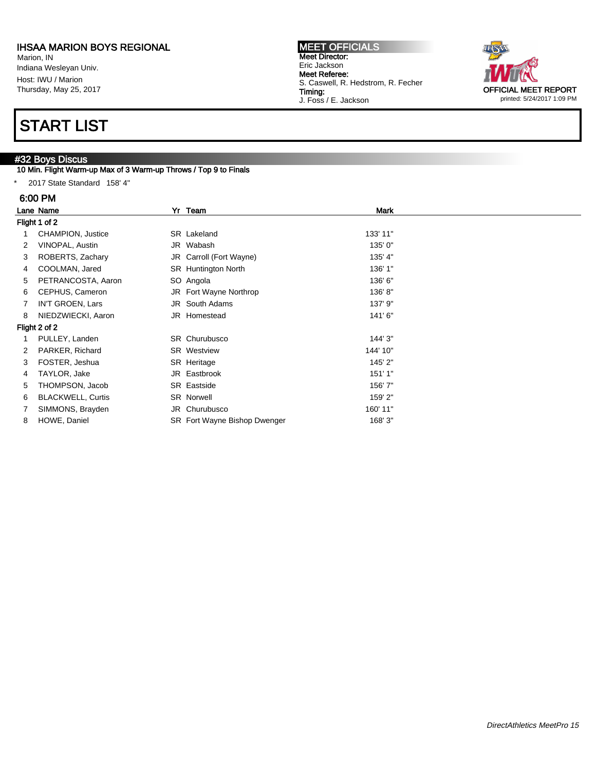IHSAA MARION BOYS REGIONAL
Marion, IN
Indiana Wesleyan Univ.
Host: IWU / Marion
Thursday, May 25, 2017

**MEET OFFICIALS**
**Meet Director:**
Eric Jackson
**Meet Referee:**
S. Caswell, R. Hedstrom, R. Fecher
**Timing:**
J. Foss / E. Jackson

OFFICIAL MEET REPORT
printed: 5/24/2017 1:09 PM

# START LIST

## #32 Boys Discus

**10 Min. Flight Warm-up Max of 3 Warm-up Throws / Top 9 to Finals**

* 2017 State Standard 158' 4"

### 6:00 PM

| Lane | Name | Yr | Team | Mark |
|---|---|---|---|---|
| **Flight 1 of 2** | | | | |
| 1 | CHAMPION, Justice | SR | Lakeland | 133' 11" |
| 2 | VINOPAL, Austin | JR | Wabash | 135' 0" |
| 3 | ROBERTS, Zachary | JR | Carroll (Fort Wayne) | 135' 4" |
| 4 | COOLMAN, Jared | SR | Huntington North | 136' 1" |
| 5 | PETRANCOSTA, Aaron | SO | Angola | 136' 6" |
| 6 | CEPHUS, Cameron | JR | Fort Wayne Northrop | 136' 8" |
| 7 | IN'T GROEN, Lars | JR | South Adams | 137' 9" |
| 8 | NIEDZWIECKI, Aaron | JR | Homestead | 141' 6" |
| **Flight 2 of 2** | | | | |
| 1 | PULLEY, Landen | SR | Churubusco | 144' 3" |
| 2 | PARKER, Richard | SR | Westview | 144' 10" |
| 3 | FOSTER, Jeshua | SR | Heritage | 145' 2" |
| 4 | TAYLOR, Jake | JR | Eastbrook | 151' 1" |
| 5 | THOMPSON, Jacob | SR | Eastside | 156' 7" |
| 6 | BLACKWELL, Curtis | SR | Norwell | 159' 2" |
| 7 | SIMMONS, Brayden | JR | Churubusco | 160' 11" |
| 8 | HOWE, Daniel | SR | Fort Wayne Bishop Dwenger | 168' 3" |

*DirectAthletics MeetPro 15*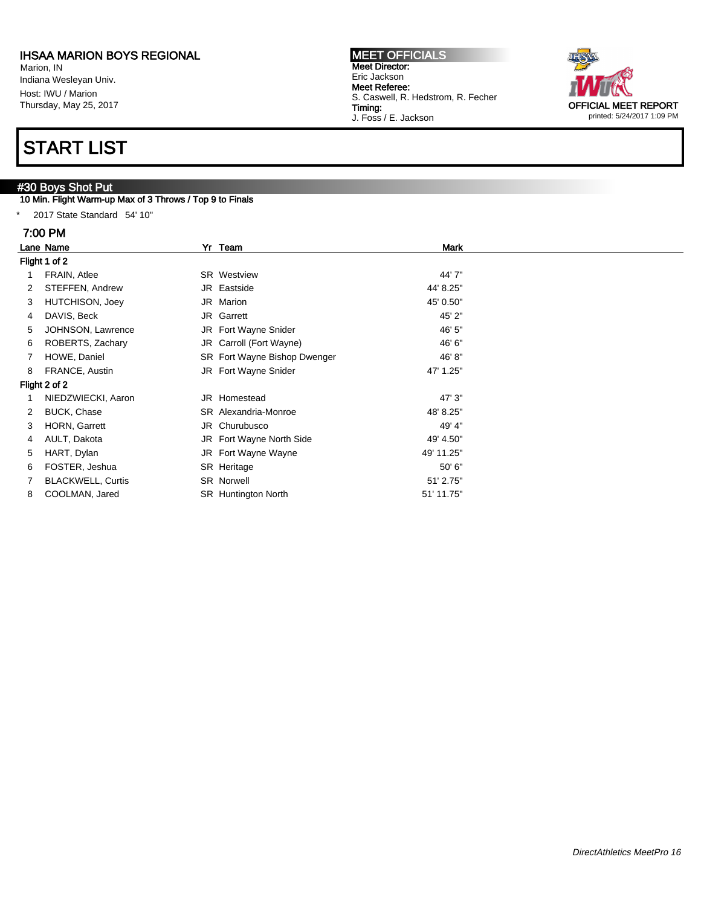IHSAA MARION BOYS REGIONAL
Marion, IN
Indiana Wesleyan Univ.
Host: IWU / Marion
Thursday, May 25, 2017

**MEET OFFICIALS**
**Meet Director:**
Eric Jackson
**Meet Referee:**
S. Caswell, R. Hedstrom, R. Fecher
**Timing:**
J. Foss / E. Jackson

OFFICIAL MEET REPORT
printed: 5/24/2017 1:09 PM

# START LIST

## #30 Boys Shot Put

10 Min. Flight Warm-up Max of 3 Throws / Top 9 to Finals

* 2017 State Standard 54' 10"

### 7:00 PM

| Lane | Name | Yr | Team | Mark |
|---|---|---|---|---|
| **Flight 1 of 2** | | | | |
| 1 | FRAIN, Atlee | SR | Westview | 44' 7" |
| 2 | STEFFEN, Andrew | JR | Eastside | 44' 8.25" |
| 3 | HUTCHISON, Joey | JR | Marion | 45' 0.50" |
| 4 | DAVIS, Beck | JR | Garrett | 45' 2" |
| 5 | JOHNSON, Lawrence | JR | Fort Wayne Snider | 46' 5" |
| 6 | ROBERTS, Zachary | JR | Carroll (Fort Wayne) | 46' 6" |
| 7 | HOWE, Daniel | SR | Fort Wayne Bishop Dwenger | 46' 8" |
| 8 | FRANCE, Austin | JR | Fort Wayne Snider | 47' 1.25" |
| **Flight 2 of 2** | | | | |
| 1 | NIEDZWIECKI, Aaron | JR | Homestead | 47' 3" |
| 2 | BUCK, Chase | SR | Alexandria-Monroe | 48' 8.25" |
| 3 | HORN, Garrett | JR | Churubusco | 49' 4" |
| 4 | AULT, Dakota | JR | Fort Wayne North Side | 49' 4.50" |
| 5 | HART, Dylan | JR | Fort Wayne Wayne | 49' 11.25" |
| 6 | FOSTER, Jeshua | SR | Heritage | 50' 6" |
| 7 | BLACKWELL, Curtis | SR | Norwell | 51' 2.75" |
| 8 | COOLMAN, Jared | SR | Huntington North | 51' 11.75" |

*DirectAthletics MeetPro 16*